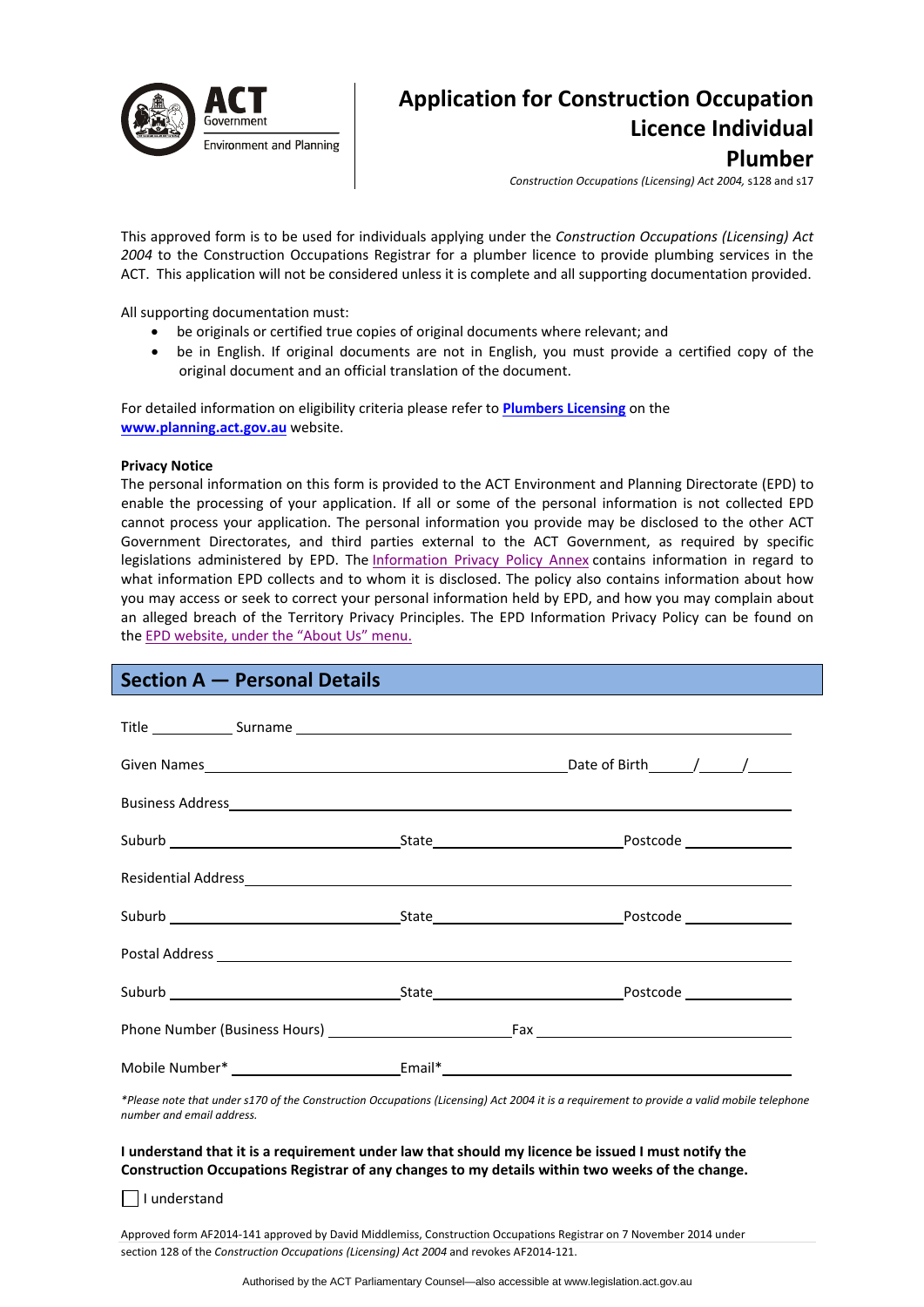ACT Government
Environment and Planning

# Application for Construction Occupation Licence Individual Plumber

*Construction Occupations (Licensing) Act 2004,* s128 and s17

This approved form is to be used for individuals applying under the *Construction Occupations (Licensing) Act 2004* to the Construction Occupations Registrar for a plumber licence to provide plumbing services in the ACT. This application will not be considered unless it is complete and all supporting documentation provided.

All supporting documentation must:

- be originals or certified true copies of original documents where relevant; and
- be in English. If original documents are not in English, you must provide a certified copy of the original document and an official translation of the document.

For detailed information on eligibility criteria please refer to **Plumbers Licensing** on the **www.planning.act.gov.au** website.

**Privacy Notice**

The personal information on this form is provided to the ACT Environment and Planning Directorate (EPD) to enable the processing of your application. If all or some of the personal information is not collected EPD cannot process your application. The personal information you provide may be disclosed to the other ACT Government Directorates, and third parties external to the ACT Government, as required by specific legislations administered by EPD. The Information Privacy Policy Annex contains information in regard to what information EPD collects and to whom it is disclosed. The policy also contains information about how you may access or seek to correct your personal information held by EPD, and how you may complain about an alleged breach of the Territory Privacy Principles. The EPD Information Privacy Policy can be found on the EPD website, under the "About Us" menu.

## Section A — Personal Details

Title __________ Surname ______________________________

Given Names ______________________________ Date of Birth ____/____/____

Business Address ______________________________

Suburb ______________ State ______________ Postcode __________

Residential Address ______________________________

Suburb ______________ State ______________ Postcode __________

Postal Address ______________________________

Suburb ______________ State ______________ Postcode __________

Phone Number (Business Hours) ______________ Fax ______________

Mobile Number* ______________ Email* ______________________________

*\*Please note that under s170 of the Construction Occupations (Licensing) Act 2004 it is a requirement to provide a valid mobile telephone number and email address.*

**I understand that it is a requirement under law that should my licence be issued I must notify the Construction Occupations Registrar of any changes to my details within two weeks of the change.**

☐ I understand

Approved form AF2014-141 approved by David Middlemiss, Construction Occupations Registrar on 7 November 2014 under section 128 of the *Construction Occupations (Licensing) Act 2004* and revokes AF2014-121.

Authorised by the ACT Parliamentary Counsel—also accessible at www.legislation.act.gov.au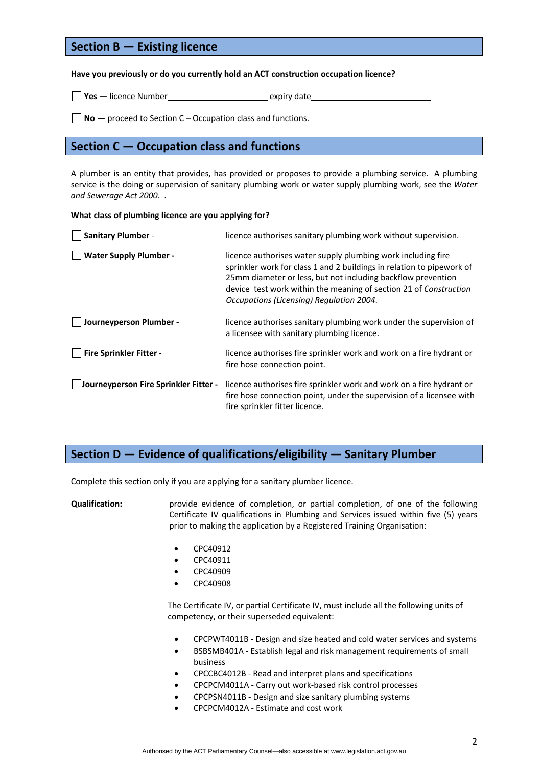## Section B — Existing licence

**Have you previously or do you currently hold an ACT construction occupation licence?**

☐ **Yes —** licence Number_____________________ expiry date_________________________

☐ **No —** proceed to Section C – Occupation class and functions.

## Section C — Occupation class and functions

A plumber is an entity that provides, has provided or proposes to provide a plumbing service. A plumbing service is the doing or supervision of sanitary plumbing work or water supply plumbing work, see the *Water and Sewerage Act 2000*. .

**What class of plumbing licence are you applying for?**

| | |
|---|---|
| ☐ **Sanitary Plumber** - | licence authorises sanitary plumbing work without supervision. |
| ☐ **Water Supply Plumber -** | licence authorises water supply plumbing work including fire sprinkler work for class 1 and 2 buildings in relation to pipework of 25mm diameter or less, but not including backflow prevention device test work within the meaning of section 21 of *Construction Occupations (Licensing) Regulation 2004*. |
| ☐ **Journeyperson Plumber -** | licence authorises sanitary plumbing work under the supervision of a licensee with sanitary plumbing licence. |
| ☐ **Fire Sprinkler Fitter** - | licence authorises fire sprinkler work and work on a fire hydrant or fire hose connection point. |
| ☐ **Journeyperson Fire Sprinkler Fitter -** | licence authorises fire sprinkler work and work on a fire hydrant or fire hose connection point, under the supervision of a licensee with fire sprinkler fitter licence. |

## Section D — Evidence of qualifications/eligibility — Sanitary Plumber

Complete this section only if you are applying for a sanitary plumber licence.

**Qualification:** provide evidence of completion, or partial completion, of one of the following Certificate IV qualifications in Plumbing and Services issued within five (5) years prior to making the application by a Registered Training Organisation:

- CPC40912
- CPC40911
- CPC40909
- CPC40908

The Certificate IV, or partial Certificate IV, must include all the following units of competency, or their superseded equivalent:

- CPCPWT4011B - Design and size heated and cold water services and systems
- BSBSMB401A - Establish legal and risk management requirements of small business
- CPCCBC4012B - Read and interpret plans and specifications
- CPCPCM4011A - Carry out work-based risk control processes
- CPCPSN4011B - Design and size sanitary plumbing systems
- CPCPCM4012A - Estimate and cost work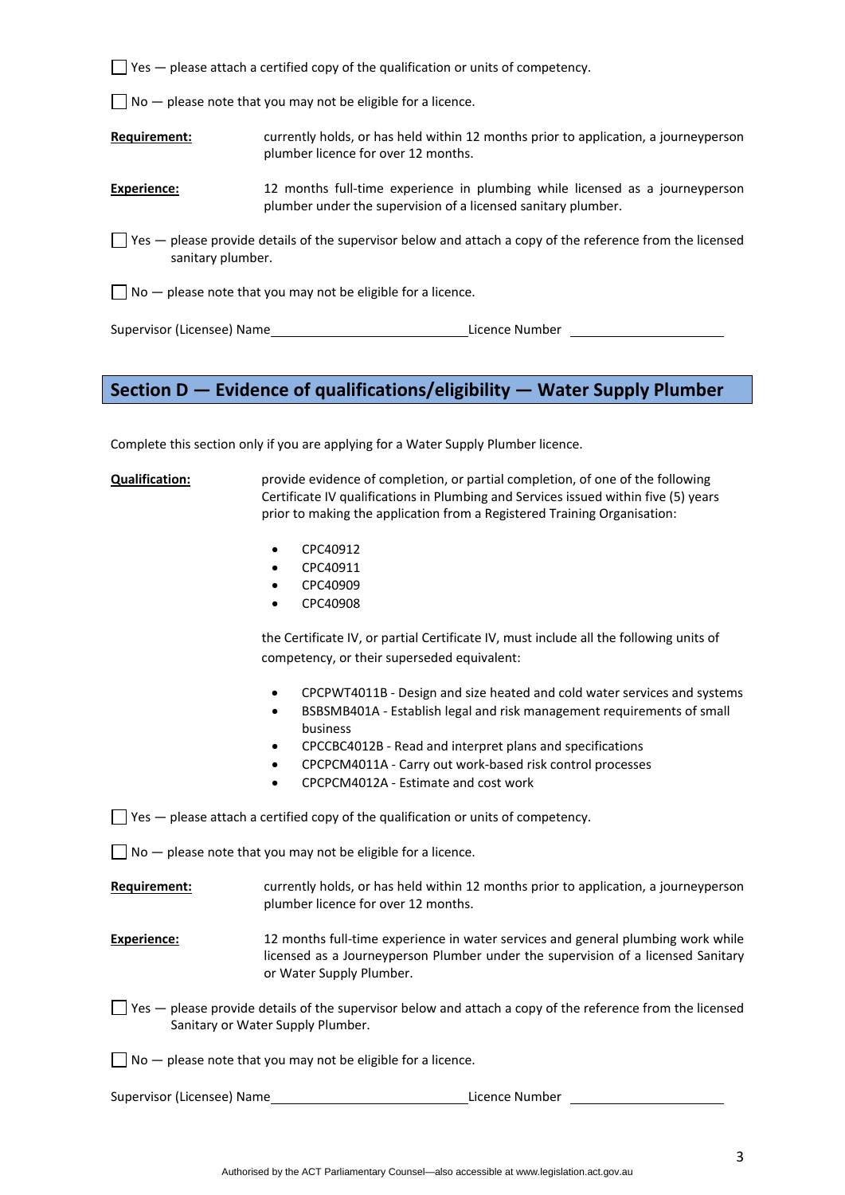☐ Yes — please attach a certified copy of the qualification or units of competency.

☐ No — please note that you may not be eligible for a licence.

**Requirement:** currently holds, or has held within 12 months prior to application, a journeyperson plumber licence for over 12 months.

**Experience:** 12 months full-time experience in plumbing while licensed as a journeyperson plumber under the supervision of a licensed sanitary plumber.

☐ Yes — please provide details of the supervisor below and attach a copy of the reference from the licensed sanitary plumber.

☐ No — please note that you may not be eligible for a licence.

Supervisor (Licensee) Name ______________________ Licence Number ____________________

## Section D — Evidence of qualifications/eligibility — Water Supply Plumber

Complete this section only if you are applying for a Water Supply Plumber licence.

**Qualification:** provide evidence of completion, or partial completion, of one of the following Certificate IV qualifications in Plumbing and Services issued within five (5) years prior to making the application from a Registered Training Organisation:

- CPC40912
- CPC40911
- CPC40909
- CPC40908

the Certificate IV, or partial Certificate IV, must include all the following units of competency, or their superseded equivalent:

- CPCPWT4011B - Design and size heated and cold water services and systems
- BSBSMB401A - Establish legal and risk management requirements of small business
- CPCCBC4012B - Read and interpret plans and specifications
- CPCPCM4011A - Carry out work-based risk control processes
- CPCPCM4012A - Estimate and cost work

☐ Yes — please attach a certified copy of the qualification or units of competency.

☐ No — please note that you may not be eligible for a licence.

**Requirement:** currently holds, or has held within 12 months prior to application, a journeyperson plumber licence for over 12 months.

**Experience:** 12 months full-time experience in water services and general plumbing work while licensed as a Journeyperson Plumber under the supervision of a licensed Sanitary or Water Supply Plumber.

☐ Yes — please provide details of the supervisor below and attach a copy of the reference from the licensed Sanitary or Water Supply Plumber.

☐ No — please note that you may not be eligible for a licence.

Supervisor (Licensee) Name ______________________ Licence Number ____________________

Authorised by the ACT Parliamentary Counsel—also accessible at www.legislation.act.gov.au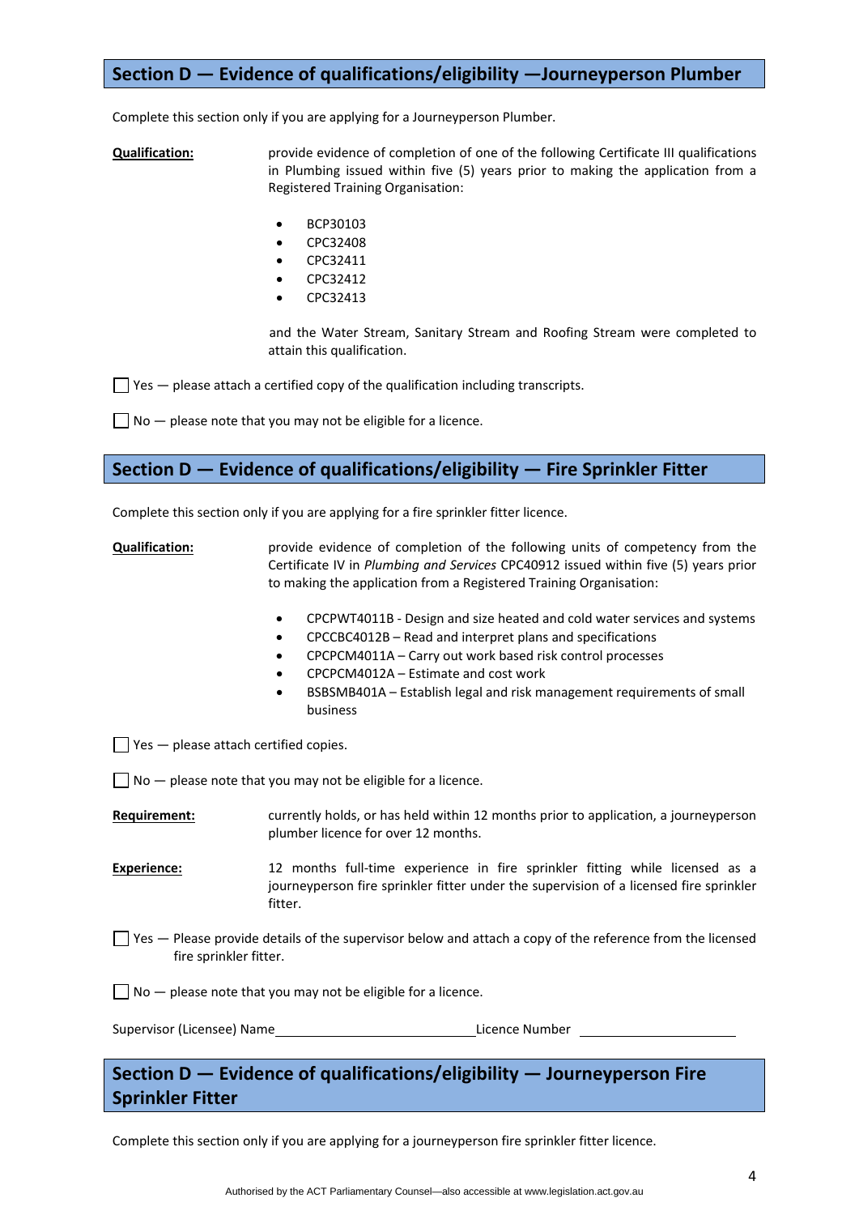## Section D — Evidence of qualifications/eligibility —Journeyperson Plumber

Complete this section only if you are applying for a Journeyperson Plumber.

**Qualification:** provide evidence of completion of one of the following Certificate III qualifications in Plumbing issued within five (5) years prior to making the application from a Registered Training Organisation:

- BCP30103
- CPC32408
- CPC32411
- CPC32412
- CPC32413

and the Water Stream, Sanitary Stream and Roofing Stream were completed to attain this qualification.

☐ Yes — please attach a certified copy of the qualification including transcripts.

☐ No — please note that you may not be eligible for a licence.

## Section D — Evidence of qualifications/eligibility — Fire Sprinkler Fitter

Complete this section only if you are applying for a fire sprinkler fitter licence.

**Qualification:** provide evidence of completion of the following units of competency from the Certificate IV in *Plumbing and Services* CPC40912 issued within five (5) years prior to making the application from a Registered Training Organisation:

- CPCPWT4011B - Design and size heated and cold water services and systems
- CPCCBC4012B – Read and interpret plans and specifications
- CPCPCM4011A – Carry out work based risk control processes
- CPCPCM4012A – Estimate and cost work
- BSBSMB401A – Establish legal and risk management requirements of small business

☐ Yes — please attach certified copies.

☐ No — please note that you may not be eligible for a licence.

**Requirement:** currently holds, or has held within 12 months prior to application, a journeyperson plumber licence for over 12 months.

**Experience:** 12 months full-time experience in fire sprinkler fitting while licensed as a journeyperson fire sprinkler fitter under the supervision of a licensed fire sprinkler fitter.

☐ Yes — Please provide details of the supervisor below and attach a copy of the reference from the licensed fire sprinkler fitter.

☐ No — please note that you may not be eligible for a licence.

Supervisor (Licensee) Name\_\_\_\_\_\_\_\_\_\_\_\_\_\_\_\_\_\_\_\_\_\_\_\_\_\_\_\_ Licence Number \_\_\_\_\_\_\_\_\_\_\_\_\_\_\_\_\_\_\_\_\_\_

## Section D — Evidence of qualifications/eligibility — Journeyperson Fire Sprinkler Fitter

Complete this section only if you are applying for a journeyperson fire sprinkler fitter licence.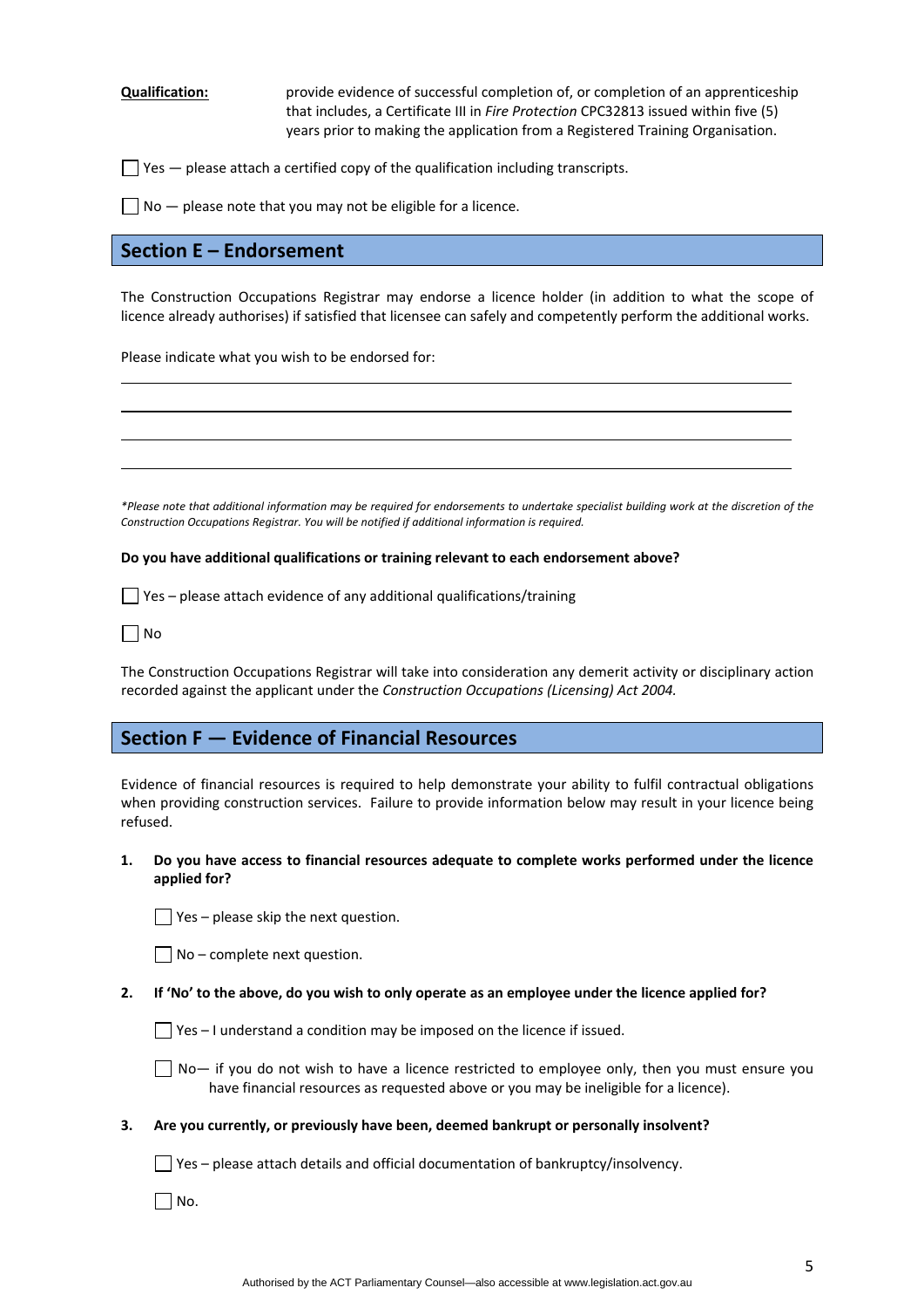**Qualification:** provide evidence of successful completion of, or completion of an apprenticeship that includes, a Certificate III in *Fire Protection* CPC32813 issued within five (5) years prior to making the application from a Registered Training Organisation.

☐ Yes — please attach a certified copy of the qualification including transcripts.

☐ No — please note that you may not be eligible for a licence.

## Section E – Endorsement

The Construction Occupations Registrar may endorse a licence holder (in addition to what the scope of licence already authorises) if satisfied that licensee can safely and competently perform the additional works.

Please indicate what you wish to be endorsed for:

\_\_\_\_\_\_\_\_\_\_\_\_\_\_\_\_\_\_\_\_\_\_\_\_\_\_\_\_\_\_\_\_\_\_\_\_\_\_\_\_\_\_\_\_\_\_\_\_\_\_\_\_\_\_\_\_\_\_\_\_\_\_\_\_\_\_

\_\_\_\_\_\_\_\_\_\_\_\_\_\_\_\_\_\_\_\_\_\_\_\_\_\_\_\_\_\_\_\_\_\_\_\_\_\_\_\_\_\_\_\_\_\_\_\_\_\_\_\_\_\_\_\_\_\_\_\_\_\_\_\_\_\_

\_\_\_\_\_\_\_\_\_\_\_\_\_\_\_\_\_\_\_\_\_\_\_\_\_\_\_\_\_\_\_\_\_\_\_\_\_\_\_\_\_\_\_\_\_\_\_\_\_\_\_\_\_\_\_\_\_\_\_\_\_\_\_\_\_\_

\_\_\_\_\_\_\_\_\_\_\_\_\_\_\_\_\_\_\_\_\_\_\_\_\_\_\_\_\_\_\_\_\_\_\_\_\_\_\_\_\_\_\_\_\_\_\_\_\_\_\_\_\_\_\_\_\_\_\_\_\_\_\_\_\_\_

*\*Please note that additional information may be required for endorsements to undertake specialist building work at the discretion of the Construction Occupations Registrar. You will be notified if additional information is required.*

**Do you have additional qualifications or training relevant to each endorsement above?**

☐ Yes – please attach evidence of any additional qualifications/training

☐ No

The Construction Occupations Registrar will take into consideration any demerit activity or disciplinary action recorded against the applicant under the *Construction Occupations (Licensing) Act 2004.*

## Section F — Evidence of Financial Resources

Evidence of financial resources is required to help demonstrate your ability to fulfil contractual obligations when providing construction services. Failure to provide information below may result in your licence being refused.

1. **Do you have access to financial resources adequate to complete works performed under the licence applied for?**

   ☐ Yes – please skip the next question.

   ☐ No – complete next question.

2. **If 'No' to the above, do you wish to only operate as an employee under the licence applied for?**

   ☐ Yes – I understand a condition may be imposed on the licence if issued.

   ☐ No— if you do not wish to have a licence restricted to employee only, then you must ensure you have financial resources as requested above or you may be ineligible for a licence).

3. **Are you currently, or previously have been, deemed bankrupt or personally insolvent?**

   ☐ Yes – please attach details and official documentation of bankruptcy/insolvency.

   ☐ No.

Authorised by the ACT Parliamentary Counsel—also accessible at www.legislation.act.gov.au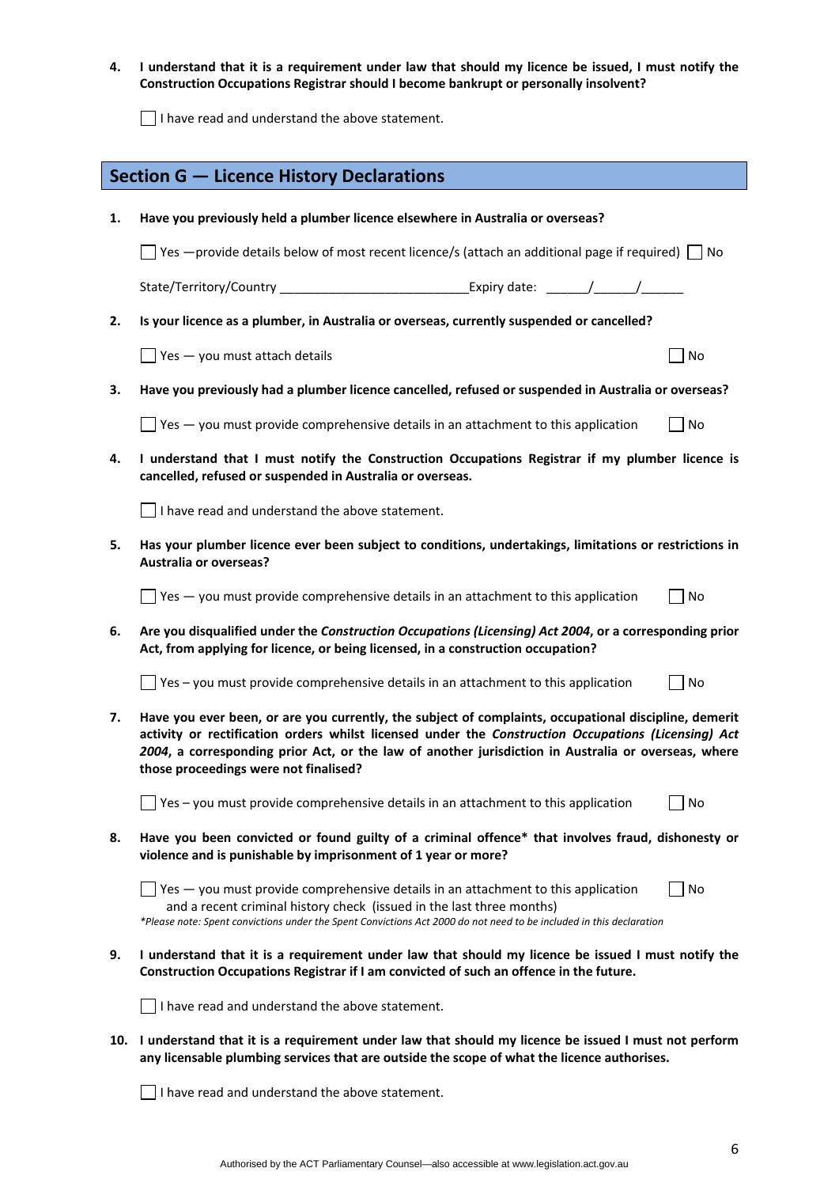**4. I understand that it is a requirement under law that should my licence be issued, I must notify the Construction Occupations Registrar should I become bankrupt or personally insolvent?**

☐ I have read and understand the above statement.

## Section G — Licence History Declarations

**1. Have you previously held a plumber licence elsewhere in Australia or overseas?**

☐ Yes —provide details below of most recent licence/s (attach an additional page if required) ☐ No

State/Territory/Country ___________________________Expiry date: ______/______/______

**2. Is your licence as a plumber, in Australia or overseas, currently suspended or cancelled?**

☐ Yes — you must attach details ☐ No

**3. Have you previously had a plumber licence cancelled, refused or suspended in Australia or overseas?**

☐ Yes — you must provide comprehensive details in an attachment to this application ☐ No

**4. I understand that I must notify the Construction Occupations Registrar if my plumber licence is cancelled, refused or suspended in Australia or overseas.**

☐ I have read and understand the above statement.

**5. Has your plumber licence ever been subject to conditions, undertakings, limitations or restrictions in Australia or overseas?**

☐ Yes — you must provide comprehensive details in an attachment to this application ☐ No

**6. Are you disqualified under the *Construction Occupations (Licensing) Act 2004*, or a corresponding prior Act, from applying for licence, or being licensed, in a construction occupation?**

☐ Yes – you must provide comprehensive details in an attachment to this application ☐ No

**7. Have you ever been, or are you currently, the subject of complaints, occupational discipline, demerit activity or rectification orders whilst licensed under the *Construction Occupations (Licensing) Act 2004*, a corresponding prior Act, or the law of another jurisdiction in Australia or overseas, where those proceedings were not finalised?**

☐ Yes – you must provide comprehensive details in an attachment to this application ☐ No

**8. Have you been convicted or found guilty of a criminal offence* that involves fraud, dishonesty or violence and is punishable by imprisonment of 1 year or more?**

☐ Yes — you must provide comprehensive details in an attachment to this application and a recent criminal history check (issued in the last three months) ☐ No

**Please note: Spent convictions under the Spent Convictions Act 2000 do not need to be included in this declaration*

**9. I understand that it is a requirement under law that should my licence be issued I must notify the Construction Occupations Registrar if I am convicted of such an offence in the future.**

☐ I have read and understand the above statement.

**10. I understand that it is a requirement under law that should my licence be issued I must not perform any licensable plumbing services that are outside the scope of what the licence authorises.**

☐ I have read and understand the above statement.

Authorised by the ACT Parliamentary Counsel—also accessible at www.legislation.act.gov.au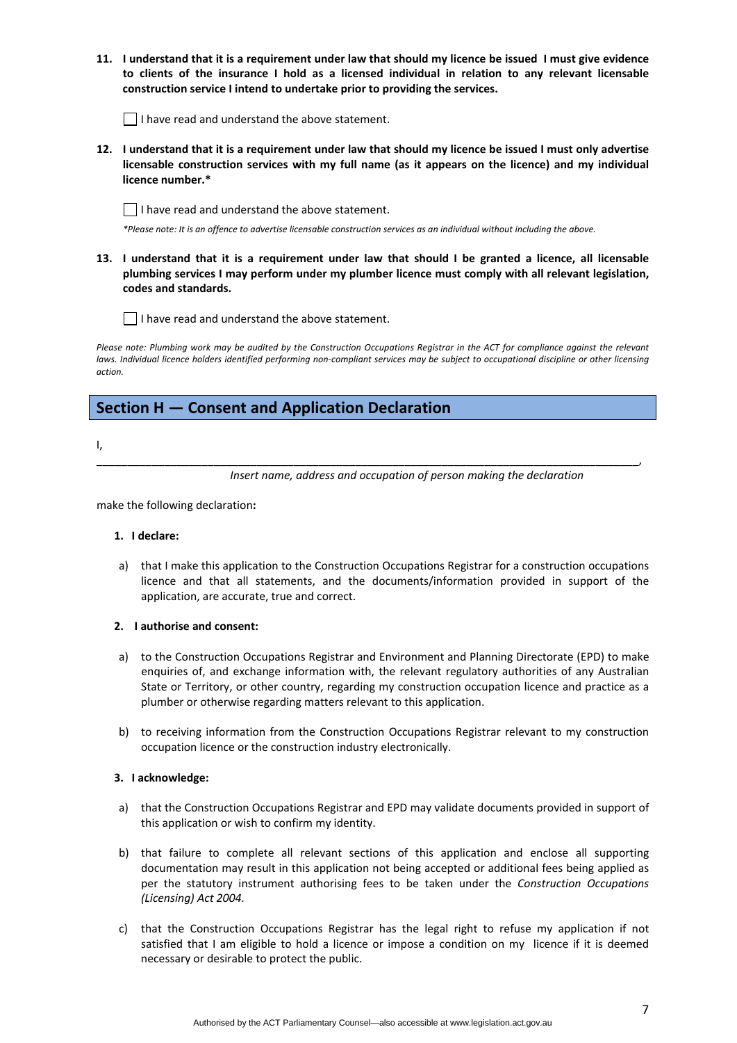**11. I understand that it is a requirement under law that should my licence be issued I must give evidence to clients of the insurance I hold as a licensed individual in relation to any relevant licensable construction service I intend to undertake prior to providing the services.**

☐ I have read and understand the above statement.

**12. I understand that it is a requirement under law that should my licence be issued I must only advertise licensable construction services with my full name (as it appears on the licence) and my individual licence number.***

☐ I have read and understand the above statement.

**Please note: It is an offence to advertise licensable construction services as an individual without including the above.*

**13. I understand that it is a requirement under law that should I be granted a licence, all licensable plumbing services I may perform under my plumber licence must comply with all relevant legislation, codes and standards.**

☐ I have read and understand the above statement.

*Please note: Plumbing work may be audited by the Construction Occupations Registrar in the ACT for compliance against the relevant laws. Individual licence holders identified performing non-compliant services may be subject to occupational discipline or other licensing action.*

## Section H — Consent and Application Declaration

I,

_______________________________________________________________________________________,

*Insert name, address and occupation of person making the declaration*

make the following declaration**:**

**1. I declare:**

a) that I make this application to the Construction Occupations Registrar for a construction occupations licence and that all statements, and the documents/information provided in support of the application, are accurate, true and correct.

**2. I authorise and consent:**

a) to the Construction Occupations Registrar and Environment and Planning Directorate (EPD) to make enquiries of, and exchange information with, the relevant regulatory authorities of any Australian State or Territory, or other country, regarding my construction occupation licence and practice as a plumber or otherwise regarding matters relevant to this application.

b) to receiving information from the Construction Occupations Registrar relevant to my construction occupation licence or the construction industry electronically.

**3. I acknowledge:**

a) that the Construction Occupations Registrar and EPD may validate documents provided in support of this application or wish to confirm my identity.

b) that failure to complete all relevant sections of this application and enclose all supporting documentation may result in this application not being accepted or additional fees being applied as per the statutory instrument authorising fees to be taken under the *Construction Occupations (Licensing) Act 2004.*

c) that the Construction Occupations Registrar has the legal right to refuse my application if not satisfied that I am eligible to hold a licence or impose a condition on my licence if it is deemed necessary or desirable to protect the public.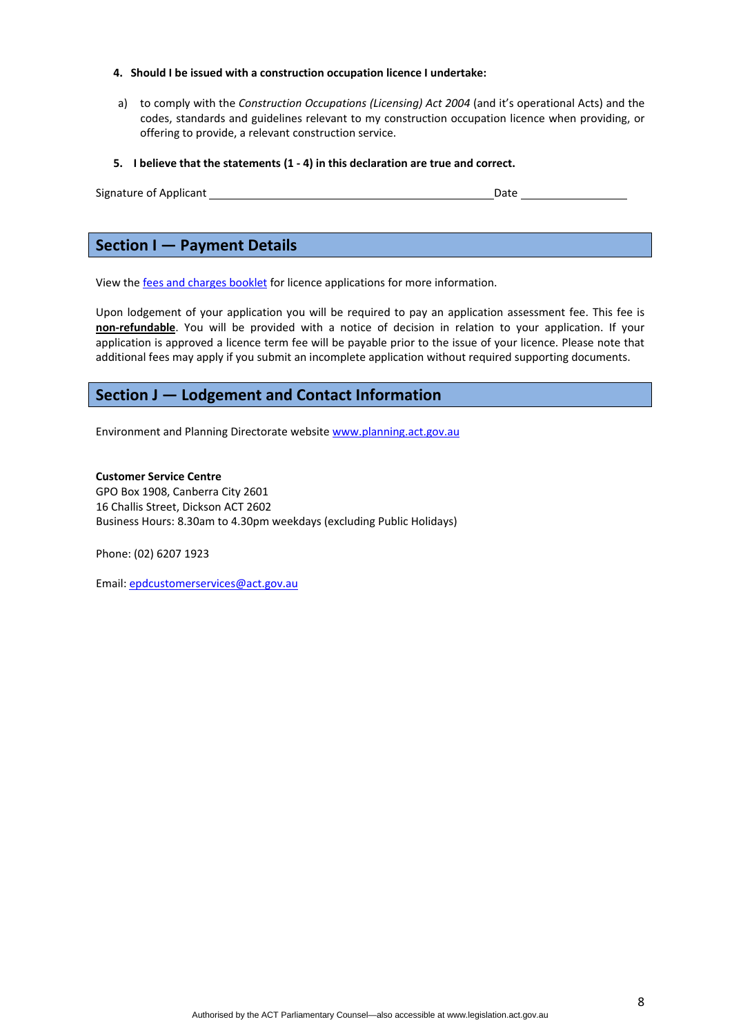**4. Should I be issued with a construction occupation licence I undertake:**

a) to comply with the *Construction Occupations (Licensing) Act 2004* (and it's operational Acts) and the codes, standards and guidelines relevant to my construction occupation licence when providing, or offering to provide, a relevant construction service.

**5. I believe that the statements (1 - 4) in this declaration are true and correct.**

Signature of Applicant ______________________________ Date ______________

## Section I — Payment Details

View the fees and charges booklet for licence applications for more information.

Upon lodgement of your application you will be required to pay an application assessment fee. This fee is **non-refundable**. You will be provided with a notice of decision in relation to your application. If your application is approved a licence term fee will be payable prior to the issue of your licence. Please note that additional fees may apply if you submit an incomplete application without required supporting documents.

## Section J — Lodgement and Contact Information

Environment and Planning Directorate website www.planning.act.gov.au

**Customer Service Centre**
GPO Box 1908, Canberra City 2601
16 Challis Street, Dickson ACT 2602
Business Hours: 8.30am to 4.30pm weekdays (excluding Public Holidays)

Phone: (02) 6207 1923

Email: epdcustomerservices@act.gov.au

Authorised by the ACT Parliamentary Counsel—also accessible at www.legislation.act.gov.au